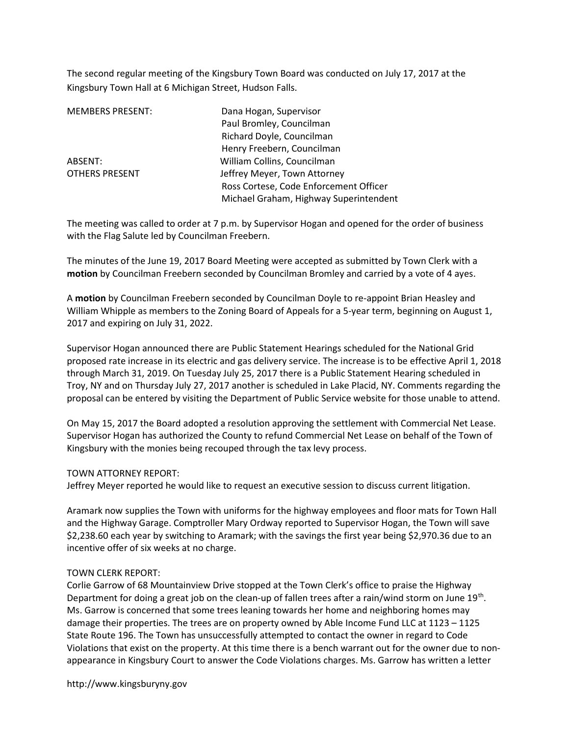The second regular meeting of the Kingsbury Town Board was conducted on July 17, 2017 at the Kingsbury Town Hall at 6 Michigan Street, Hudson Falls.

| | |
|---|---|
| MEMBERS PRESENT: | Dana Hogan, Supervisor |
| | Paul Bromley, Councilman |
| | Richard Doyle, Councilman |
| | Henry Freebern, Councilman |
| ABSENT: | William Collins, Councilman |
| OTHERS PRESENT | Jeffrey Meyer, Town Attorney |
| | Ross Cortese, Code Enforcement Officer |
| | Michael Graham, Highway Superintendent |

The meeting was called to order at 7 p.m. by Supervisor Hogan and opened for the order of business with the Flag Salute led by Councilman Freebern.

The minutes of the June 19, 2017 Board Meeting were accepted as submitted by Town Clerk with a **motion** by Councilman Freebern seconded by Councilman Bromley and carried by a vote of 4 ayes.

A **motion** by Councilman Freebern seconded by Councilman Doyle to re-appoint Brian Heasley and William Whipple as members to the Zoning Board of Appeals for a 5-year term, beginning on August 1, 2017 and expiring on July 31, 2022.

Supervisor Hogan announced there are Public Statement Hearings scheduled for the National Grid proposed rate increase in its electric and gas delivery service. The increase is to be effective April 1, 2018 through March 31, 2019. On Tuesday July 25, 2017 there is a Public Statement Hearing scheduled in Troy, NY and on Thursday July 27, 2017 another is scheduled in Lake Placid, NY. Comments regarding the proposal can be entered by visiting the Department of Public Service website for those unable to attend.

On May 15, 2017 the Board adopted a resolution approving the settlement with Commercial Net Lease. Supervisor Hogan has authorized the County to refund Commercial Net Lease on behalf of the Town of Kingsbury with the monies being recouped through the tax levy process.

TOWN ATTORNEY REPORT:
Jeffrey Meyer reported he would like to request an executive session to discuss current litigation.

Aramark now supplies the Town with uniforms for the highway employees and floor mats for Town Hall and the Highway Garage. Comptroller Mary Ordway reported to Supervisor Hogan, the Town will save $2,238.60 each year by switching to Aramark; with the savings the first year being $2,970.36 due to an incentive offer of six weeks at no charge.

TOWN CLERK REPORT:
Corlie Garrow of 68 Mountainview Drive stopped at the Town Clerk's office to praise the Highway Department for doing a great job on the clean-up of fallen trees after a rain/wind storm on June 19th. Ms. Garrow is concerned that some trees leaning towards her home and neighboring homes may damage their properties. The trees are on property owned by Able Income Fund LLC at 1123 – 1125 State Route 196. The Town has unsuccessfully attempted to contact the owner in regard to Code Violations that exist on the property. At this time there is a bench warrant out for the owner due to non-appearance in Kingsbury Court to answer the Code Violations charges. Ms. Garrow has written a letter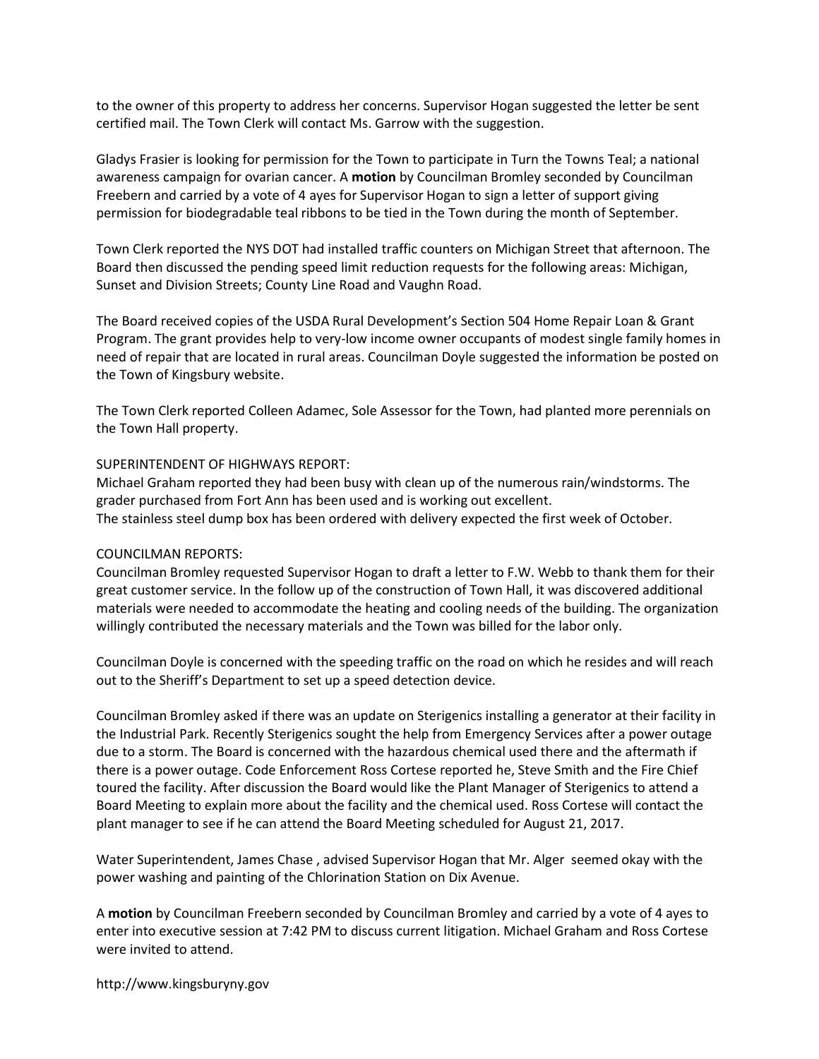to the owner of this property to address her concerns. Supervisor Hogan suggested the letter be sent certified mail. The Town Clerk will contact Ms. Garrow with the suggestion.

Gladys Frasier is looking for permission for the Town to participate in Turn the Towns Teal; a national awareness campaign for ovarian cancer. A **motion** by Councilman Bromley seconded by Councilman Freebern and carried by a vote of 4 ayes for Supervisor Hogan to sign a letter of support giving permission for biodegradable teal ribbons to be tied in the Town during the month of September.

Town Clerk reported the NYS DOT had installed traffic counters on Michigan Street that afternoon. The Board then discussed the pending speed limit reduction requests for the following areas: Michigan, Sunset and Division Streets; County Line Road and Vaughn Road.

The Board received copies of the USDA Rural Development's Section 504 Home Repair Loan & Grant Program. The grant provides help to very-low income owner occupants of modest single family homes in need of repair that are located in rural areas. Councilman Doyle suggested the information be posted on the Town of Kingsbury website.

The Town Clerk reported Colleen Adamec, Sole Assessor for the Town, had planted more perennials on the Town Hall property.

SUPERINTENDENT OF HIGHWAYS REPORT:
Michael Graham reported they had been busy with clean up of the numerous rain/windstorms. The grader purchased from Fort Ann has been used and is working out excellent.
The stainless steel dump box has been ordered with delivery expected the first week of October.

COUNCILMAN REPORTS:
Councilman Bromley requested Supervisor Hogan to draft a letter to F.W. Webb to thank them for their great customer service. In the follow up of the construction of Town Hall, it was discovered additional materials were needed to accommodate the heating and cooling needs of the building. The organization willingly contributed the necessary materials and the Town was billed for the labor only.

Councilman Doyle is concerned with the speeding traffic on the road on which he resides and will reach out to the Sheriff's Department to set up a speed detection device.

Councilman Bromley asked if there was an update on Sterigenics installing a generator at their facility in the Industrial Park. Recently Sterigenics sought the help from Emergency Services after a power outage due to a storm. The Board is concerned with the hazardous chemical used there and the aftermath if there is a power outage. Code Enforcement Ross Cortese reported he, Steve Smith and the Fire Chief toured the facility. After discussion the Board would like the Plant Manager of Sterigenics to attend a Board Meeting to explain more about the facility and the chemical used. Ross Cortese will contact the plant manager to see if he can attend the Board Meeting scheduled for August 21, 2017.

Water Superintendent, James Chase , advised Supervisor Hogan that Mr. Alger seemed okay with the power washing and painting of the Chlorination Station on Dix Avenue.

A **motion** by Councilman Freebern seconded by Councilman Bromley and carried by a vote of 4 ayes to enter into executive session at 7:42 PM to discuss current litigation. Michael Graham and Ross Cortese were invited to attend.

http://www.kingsburyny.gov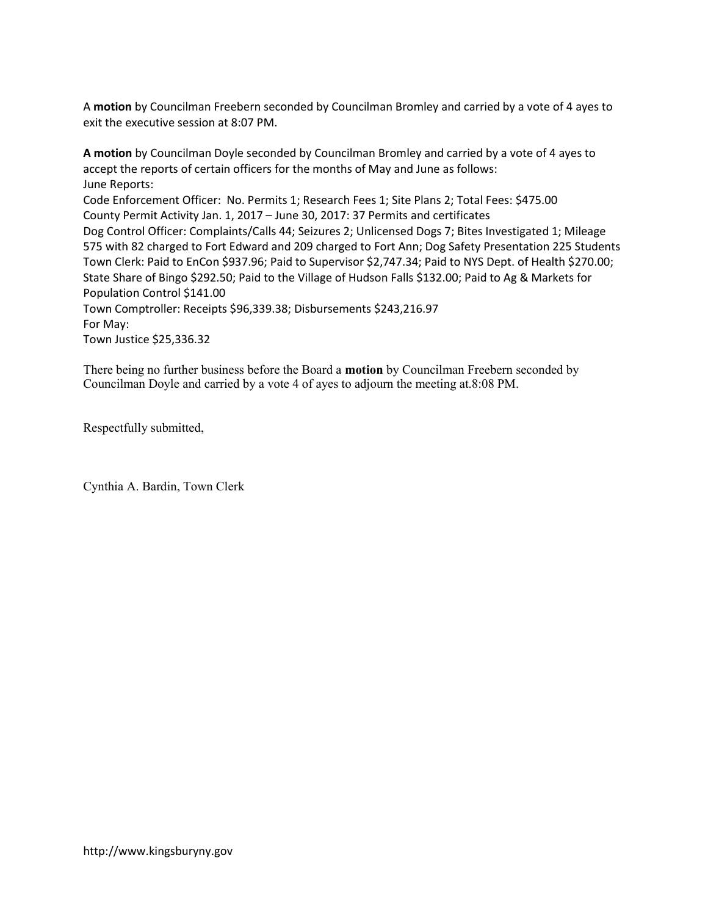A **motion** by Councilman Freebern seconded by Councilman Bromley and carried by a vote of 4 ayes to exit the executive session at 8:07 PM.

**A motion** by Councilman Doyle seconded by Councilman Bromley and carried by a vote of 4 ayes to accept the reports of certain officers for the months of May and June as follows:
June Reports:
Code Enforcement Officer: No. Permits 1; Research Fees 1; Site Plans 2; Total Fees: $475.00
County Permit Activity Jan. 1, 2017 – June 30, 2017: 37 Permits and certificates
Dog Control Officer: Complaints/Calls 44; Seizures 2; Unlicensed Dogs 7; Bites Investigated 1; Mileage 575 with 82 charged to Fort Edward and 209 charged to Fort Ann; Dog Safety Presentation 225 Students
Town Clerk: Paid to EnCon $937.96; Paid to Supervisor $2,747.34; Paid to NYS Dept. of Health $270.00; State Share of Bingo $292.50; Paid to the Village of Hudson Falls $132.00; Paid to Ag & Markets for Population Control $141.00
Town Comptroller: Receipts $96,339.38; Disbursements $243,216.97
For May:
Town Justice $25,336.32

There being no further business before the Board a **motion** by Councilman Freebern seconded by Councilman Doyle and carried by a vote 4 of ayes to adjourn the meeting at.8:08 PM.

Respectfully submitted,

Cynthia A. Bardin, Town Clerk

http://www.kingsburyny.gov